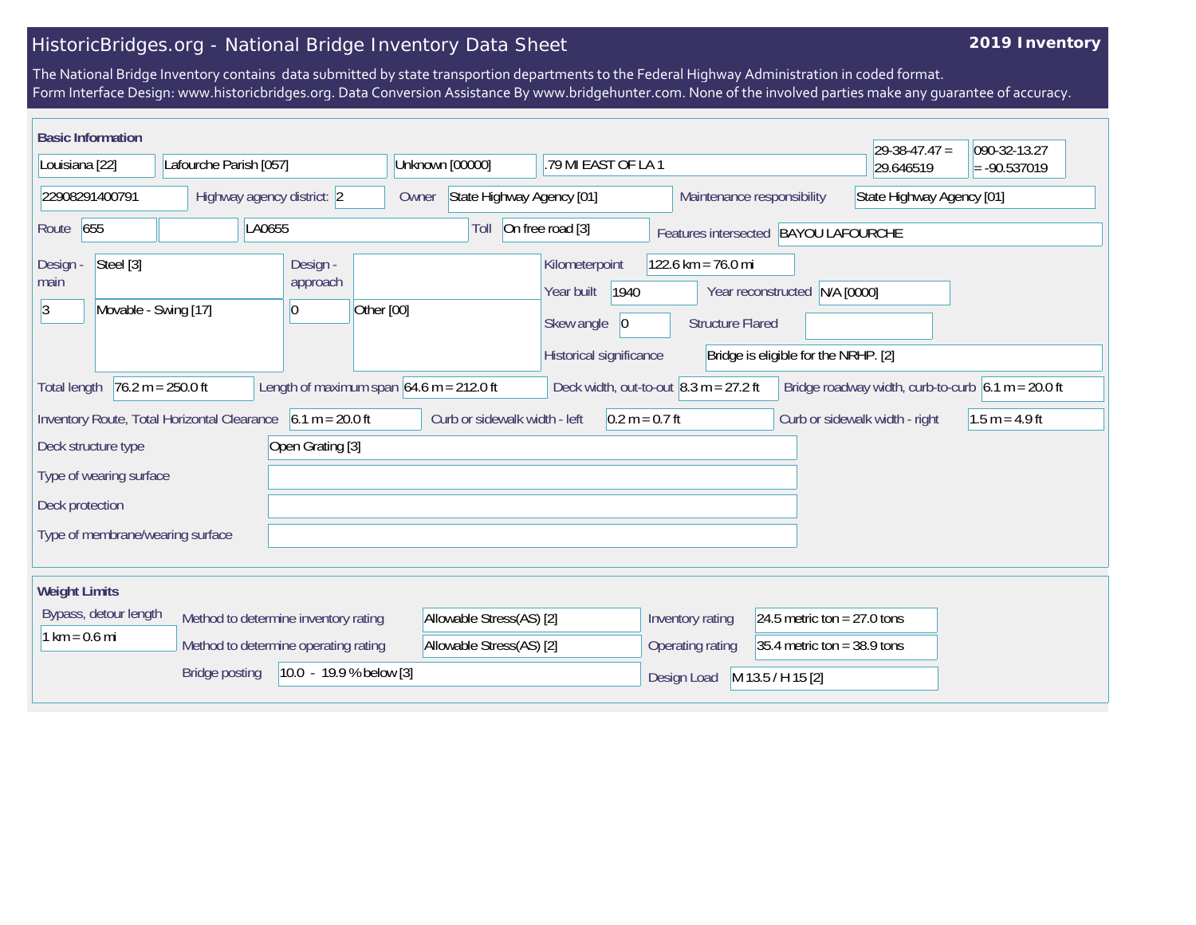# HistoricBridges.org - National Bridge Inventory Data Sheet

**2019 Inventory**

The National Bridge Inventory contains data submitted by state transportion departments to the Federal Highway Administration in coded format.
Form Interface Design: www.historicbridges.org. Data Conversion Assistance By www.bridgehunter.com. None of the involved parties make any guarantee of accuracy.

## Basic Information

| | |
|---|---|
| State | Louisiana [22] |
| County | Lafourche Parish [057] |
| Place | Unknown [00000] |
| Location | .79 MI EAST OF LA 1 |
| Latitude | 29-38-47.47 = 29.646519 |
| Longitude | 090-32-13.27 = -90.537019 |
| Structure Number | 22908291400791 |
| Highway agency district | 2 |
| Owner | State Highway Agency [01] |
| Maintenance responsibility | State Highway Agency [01] |
| Route | 655 |
| | LA0655 |
| Toll | On free road [3] |
| Features intersected | BAYOU LAFOURCHE |
| Design - main | Steel [3] |
| | 3 / Movable - Swing [17] |
| Design - approach | |
| | 0 / Other [00] |
| Kilometerpoint | 122.6 km = 76.0 mi |
| Year built | 1940 |
| Year reconstructed | N/A [0000] |
| Skew angle | 0 |
| Structure Flared | |
| Historical significance | Bridge is eligible for the NRHP. [2] |
| Total length | 76.2 m = 250.0 ft |
| Length of maximum span | 64.6 m = 212.0 ft |
| Deck width, out-to-out | 8.3 m = 27.2 ft |
| Bridge roadway width, curb-to-curb | 6.1 m = 20.0 ft |
| Inventory Route, Total Horizontal Clearance | 6.1 m = 20.0 ft |
| Curb or sidewalk width - left | 0.2 m = 0.7 ft |
| Curb or sidewalk width - right | 1.5 m = 4.9 ft |
| Deck structure type | Open Grating [3] |
| Type of wearing surface | |
| Deck protection | |
| Type of membrane/wearing surface | |

## Weight Limits

| | |
|---|---|
| Bypass, detour length | 1 km = 0.6 mi |
| Method to determine inventory rating | Allowable Stress(AS) [2] |
| Method to determine operating rating | Allowable Stress(AS) [2] |
| Inventory rating | 24.5 metric ton = 27.0 tons |
| Operating rating | 35.4 metric ton = 38.9 tons |
| Bridge posting | 10.0 - 19.9 % below [3] |
| Design Load | M 13.5 / H 15 [2] |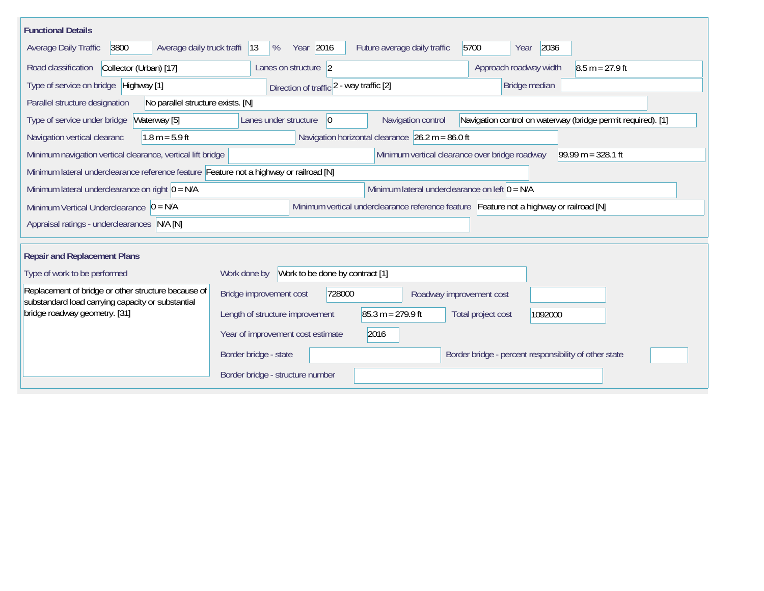## Functional Details

| Field | Value |
| --- | --- |
| Average Daily Traffic | 3800 |
| Average daily truck traffi | 13 % |
| Year | 2016 |
| Future average daily traffic | 5700 |
| Year | 2036 |
| Road classification | Collector (Urban) [17] |
| Lanes on structure | 2 |
| Approach roadway width | 8.5 m = 27.9 ft |
| Type of service on bridge | Highway [1] |
| Direction of traffic | 2 - way traffic [2] |
| Bridge median | |
| Parallel structure designation | No parallel structure exists. [N] |
| Type of service under bridge | Waterway [5] |
| Lanes under structure | 0 |
| Navigation control | Navigation control on waterway (bridge permit required). [1] |
| Navigation vertical clearanc | 1.8 m = 5.9 ft |
| Navigation horizontal clearance | 26.2 m = 86.0 ft |
| Minimum navigation vertical clearance, vertical lift bridge | |
| Minimum vertical clearance over bridge roadway | 99.99 m = 328.1 ft |
| Minimum lateral underclearance reference feature | Feature not a highway or railroad [N] |
| Minimum lateral underclearance on right | 0 = N/A |
| Minimum lateral underclearance on left | 0 = N/A |
| Minimum Vertical Underclearance | 0 = N/A |
| Minimum vertical underclearance reference feature | Feature not a highway or railroad [N] |
| Appraisal ratings - underclearances | N/A [N] |

## Repair and Replacement Plans

| Field | Value |
| --- | --- |
| Type of work to be performed | Replacement of bridge or other structure because of substandard load carrying capacity or substantial bridge roadway geometry. [31] |
| Work done by | Work to be done by contract [1] |
| Bridge improvement cost | 728000 |
| Roadway improvement cost | |
| Length of structure improvement | 85.3 m = 279.9 ft |
| Total project cost | 1092000 |
| Year of improvement cost estimate | 2016 |
| Border bridge - state | |
| Border bridge - percent responsibility of other state | |
| Border bridge - structure number | |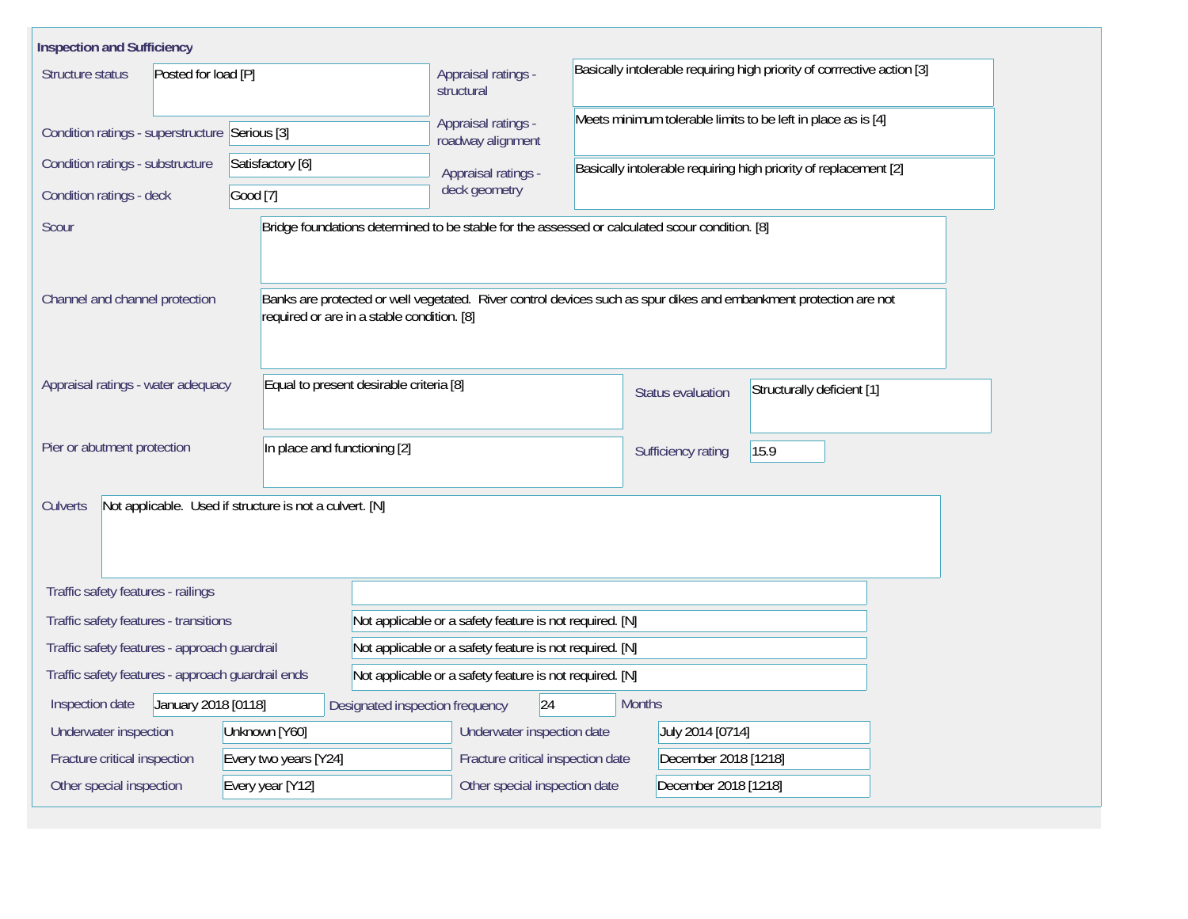## Inspection and Sufficiency

| Field | Value |
|---|---|
| Structure status | Posted for load [P] |
| Condition ratings - superstructure | Serious [3] |
| Condition ratings - substructure | Satisfactory [6] |
| Condition ratings - deck | Good [7] |
| Appraisal ratings - structural | Basically intolerable requiring high priority of corrrective action [3] |
| Appraisal ratings - roadway alignment | Meets minimum tolerable limits to be left in place as is [4] |
| Appraisal ratings - deck geometry | Basically intolerable requiring high priority of replacement [2] |
| Scour | Bridge foundations determined to be stable for the assessed or calculated scour condition. [8] |
| Channel and channel protection | Banks are protected or well vegetated. River control devices such as spur dikes and embankment protection are not required or are in a stable condition. [8] |
| Appraisal ratings - water adequacy | Equal to present desirable criteria [8] |
| Status evaluation | Structurally deficient [1] |
| Pier or abutment protection | In place and functioning [2] |
| Sufficiency rating | 15.9 |
| Culverts | Not applicable. Used if structure is not a culvert. [N] |
| Traffic safety features - railings | |
| Traffic safety features - transitions | Not applicable or a safety feature is not required. [N] |
| Traffic safety features - approach guardrail | Not applicable or a safety feature is not required. [N] |
| Traffic safety features - approach guardrail ends | Not applicable or a safety feature is not required. [N] |
| Inspection date | January 2018 [0118] |
| Designated inspection frequency | 24 Months |
| Underwater inspection | Unknown [Y60] |
| Underwater inspection date | July 2014 [0714] |
| Fracture critical inspection | Every two years [Y24] |
| Fracture critical inspection date | December 2018 [1218] |
| Other special inspection | Every year [Y12] |
| Other special inspection date | December 2018 [1218] |